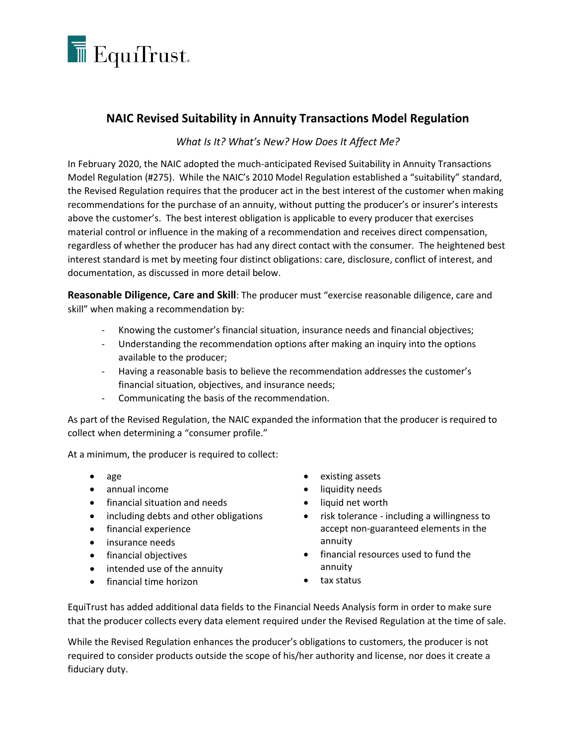EquiTrust

# NAIC Revised Suitability in Annuity Transactions Model Regulation

*What Is It? What's New? How Does It Affect Me?*

In February 2020, the NAIC adopted the much-anticipated Revised Suitability in Annuity Transactions Model Regulation (#275). While the NAIC's 2010 Model Regulation established a "suitability" standard, the Revised Regulation requires that the producer act in the best interest of the customer when making recommendations for the purchase of an annuity, without putting the producer's or insurer's interests above the customer's. The best interest obligation is applicable to every producer that exercises material control or influence in the making of a recommendation and receives direct compensation, regardless of whether the producer has had any direct contact with the consumer. The heightened best interest standard is met by meeting four distinct obligations: care, disclosure, conflict of interest, and documentation, as discussed in more detail below.

**Reasonable Diligence, Care and Skill**: The producer must "exercise reasonable diligence, care and skill" when making a recommendation by:

- Knowing the customer's financial situation, insurance needs and financial objectives;
- Understanding the recommendation options after making an inquiry into the options available to the producer;
- Having a reasonable basis to believe the recommendation addresses the customer's financial situation, objectives, and insurance needs;
- Communicating the basis of the recommendation.

As part of the Revised Regulation, the NAIC expanded the information that the producer is required to collect when determining a "consumer profile."

At a minimum, the producer is required to collect:

- age
- annual income
- financial situation and needs
- including debts and other obligations
- financial experience
- insurance needs
- financial objectives
- intended use of the annuity
- financial time horizon
- existing assets
- liquidity needs
- liquid net worth
- risk tolerance - including a willingness to accept non-guaranteed elements in the annuity
- financial resources used to fund the annuity
- tax status

EquiTrust has added additional data fields to the Financial Needs Analysis form in order to make sure that the producer collects every data element required under the Revised Regulation at the time of sale.

While the Revised Regulation enhances the producer's obligations to customers, the producer is not required to consider products outside the scope of his/her authority and license, nor does it create a fiduciary duty.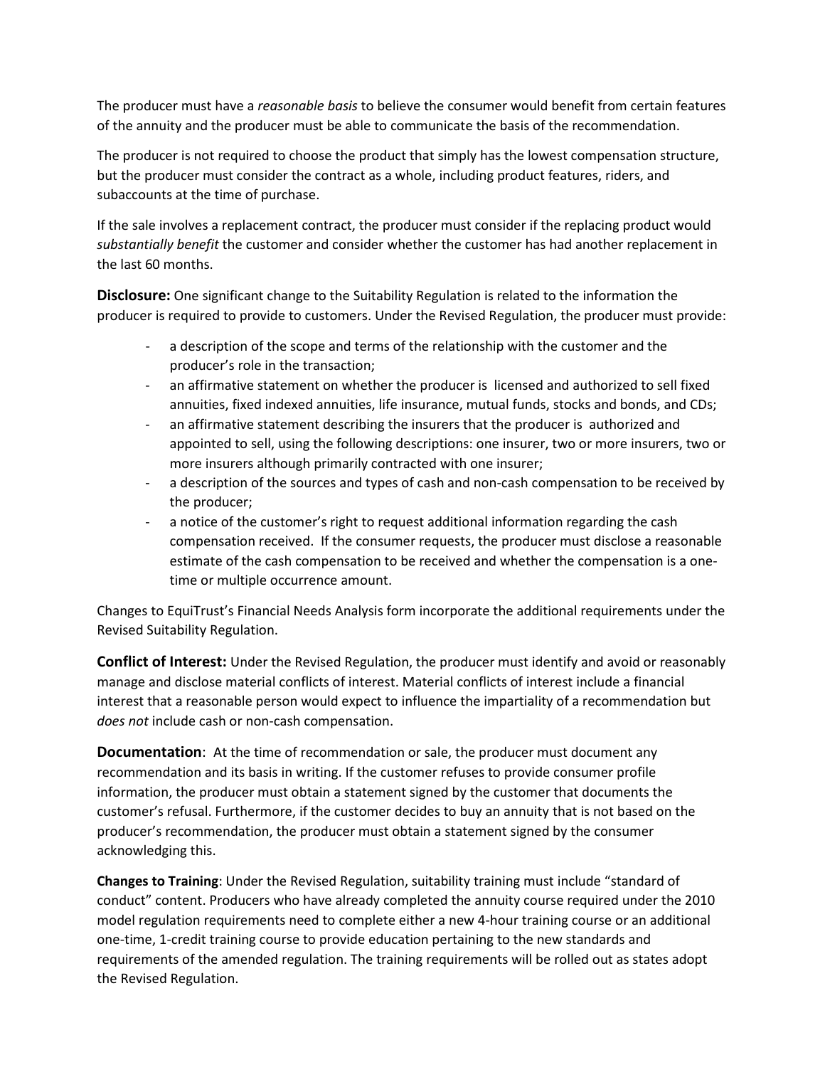The producer must have a *reasonable basis* to believe the consumer would benefit from certain features of the annuity and the producer must be able to communicate the basis of the recommendation.

The producer is not required to choose the product that simply has the lowest compensation structure, but the producer must consider the contract as a whole, including product features, riders, and subaccounts at the time of purchase.

If the sale involves a replacement contract, the producer must consider if the replacing product would *substantially benefit* the customer and consider whether the customer has had another replacement in the last 60 months.

**Disclosure:** One significant change to the Suitability Regulation is related to the information the producer is required to provide to customers. Under the Revised Regulation, the producer must provide:

- a description of the scope and terms of the relationship with the customer and the producer's role in the transaction;
- an affirmative statement on whether the producer is licensed and authorized to sell fixed annuities, fixed indexed annuities, life insurance, mutual funds, stocks and bonds, and CDs;
- an affirmative statement describing the insurers that the producer is authorized and appointed to sell, using the following descriptions: one insurer, two or more insurers, two or more insurers although primarily contracted with one insurer;
- a description of the sources and types of cash and non-cash compensation to be received by the producer;
- a notice of the customer's right to request additional information regarding the cash compensation received. If the consumer requests, the producer must disclose a reasonable estimate of the cash compensation to be received and whether the compensation is a one-time or multiple occurrence amount.

Changes to EquiTrust's Financial Needs Analysis form incorporate the additional requirements under the Revised Suitability Regulation.

**Conflict of Interest:** Under the Revised Regulation, the producer must identify and avoid or reasonably manage and disclose material conflicts of interest. Material conflicts of interest include a financial interest that a reasonable person would expect to influence the impartiality of a recommendation but *does not* include cash or non-cash compensation.

**Documentation**: At the time of recommendation or sale, the producer must document any recommendation and its basis in writing. If the customer refuses to provide consumer profile information, the producer must obtain a statement signed by the customer that documents the customer's refusal. Furthermore, if the customer decides to buy an annuity that is not based on the producer's recommendation, the producer must obtain a statement signed by the consumer acknowledging this.

**Changes to Training**: Under the Revised Regulation, suitability training must include "standard of conduct" content. Producers who have already completed the annuity course required under the 2010 model regulation requirements need to complete either a new 4-hour training course or an additional one-time, 1-credit training course to provide education pertaining to the new standards and requirements of the amended regulation. The training requirements will be rolled out as states adopt the Revised Regulation.